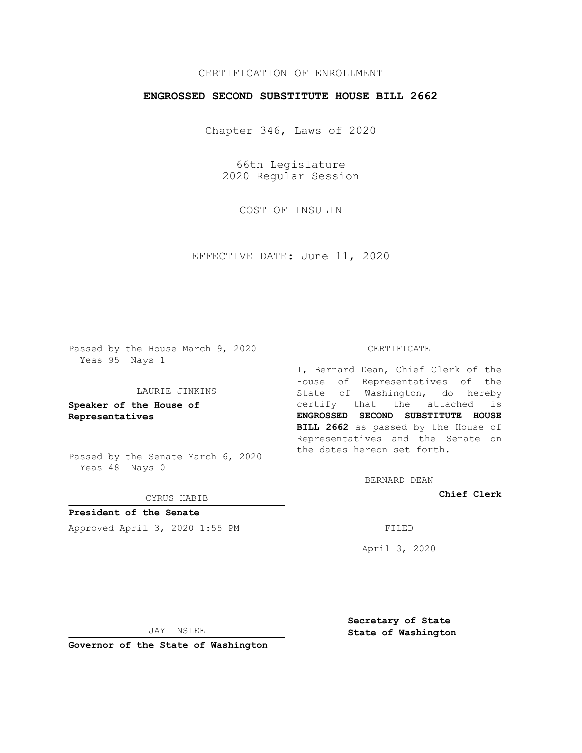CERTIFICATION OF ENROLLMENT

**ENGROSSED SECOND SUBSTITUTE HOUSE BILL 2662**

Chapter 346, Laws of 2020

66th Legislature
2020 Regular Session

COST OF INSULIN

EFFECTIVE DATE: June 11, 2020

Passed by the House March 9, 2020
Yeas 95 Nays 1

LAURIE JINKINS

**Speaker of the House of Representatives**

Passed by the Senate March 6, 2020
Yeas 48 Nays 0

CYRUS HABIB

**President of the Senate**

Approved April 3, 2020 1:55 PM

JAY INSLEE

**Governor of the State of Washington**

CERTIFICATE

I, Bernard Dean, Chief Clerk of the House of Representatives of the State of Washington, do hereby certify that the attached is **ENGROSSED SECOND SUBSTITUTE HOUSE BILL 2662** as passed by the House of Representatives and the Senate on the dates hereon set forth.

BERNARD DEAN

**Chief Clerk**

FILED

April 3, 2020

**Secretary of State**
**State of Washington**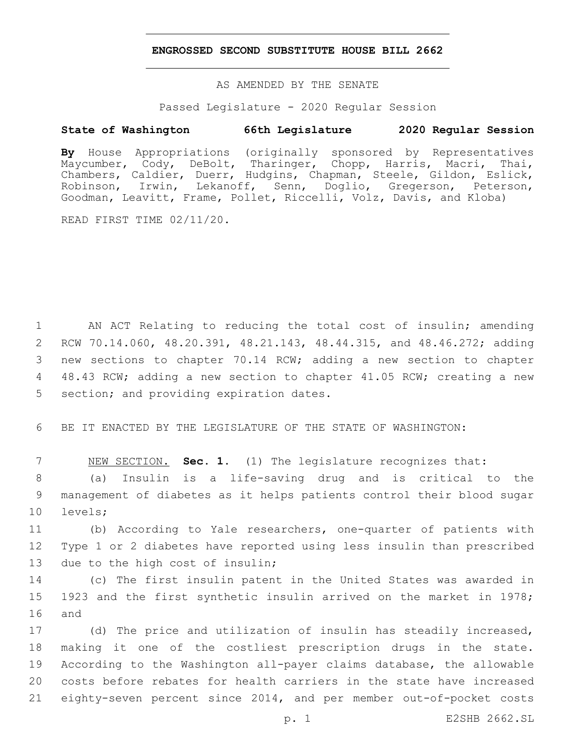# ENGROSSED SECOND SUBSTITUTE HOUSE BILL 2662

AS AMENDED BY THE SENATE

Passed Legislature - 2020 Regular Session

**State of Washington 66th Legislature 2020 Regular Session**

**By** House Appropriations (originally sponsored by Representatives Maycumber, Cody, DeBolt, Tharinger, Chopp, Harris, Macri, Thai, Chambers, Caldier, Duerr, Hudgins, Chapman, Steele, Gildon, Eslick, Robinson, Irwin, Lekanoff, Senn, Doglio, Gregerson, Peterson, Goodman, Leavitt, Frame, Pollet, Riccelli, Volz, Davis, and Kloba)

READ FIRST TIME 02/11/20.

AN ACT Relating to reducing the total cost of insulin; amending RCW 70.14.060, 48.20.391, 48.21.143, 48.44.315, and 48.46.272; adding new sections to chapter 70.14 RCW; adding a new section to chapter 48.43 RCW; adding a new section to chapter 41.05 RCW; creating a new section; and providing expiration dates.

BE IT ENACTED BY THE LEGISLATURE OF THE STATE OF WASHINGTON:

NEW SECTION. **Sec. 1.** (1) The legislature recognizes that:

(a) Insulin is a life-saving drug and is critical to the management of diabetes as it helps patients control their blood sugar levels;

(b) According to Yale researchers, one-quarter of patients with Type 1 or 2 diabetes have reported using less insulin than prescribed due to the high cost of insulin;

(c) The first insulin patent in the United States was awarded in 1923 and the first synthetic insulin arrived on the market in 1978; and

(d) The price and utilization of insulin has steadily increased, making it one of the costliest prescription drugs in the state. According to the Washington all-payer claims database, the allowable costs before rebates for health carriers in the state have increased eighty-seven percent since 2014, and per member out-of-pocket costs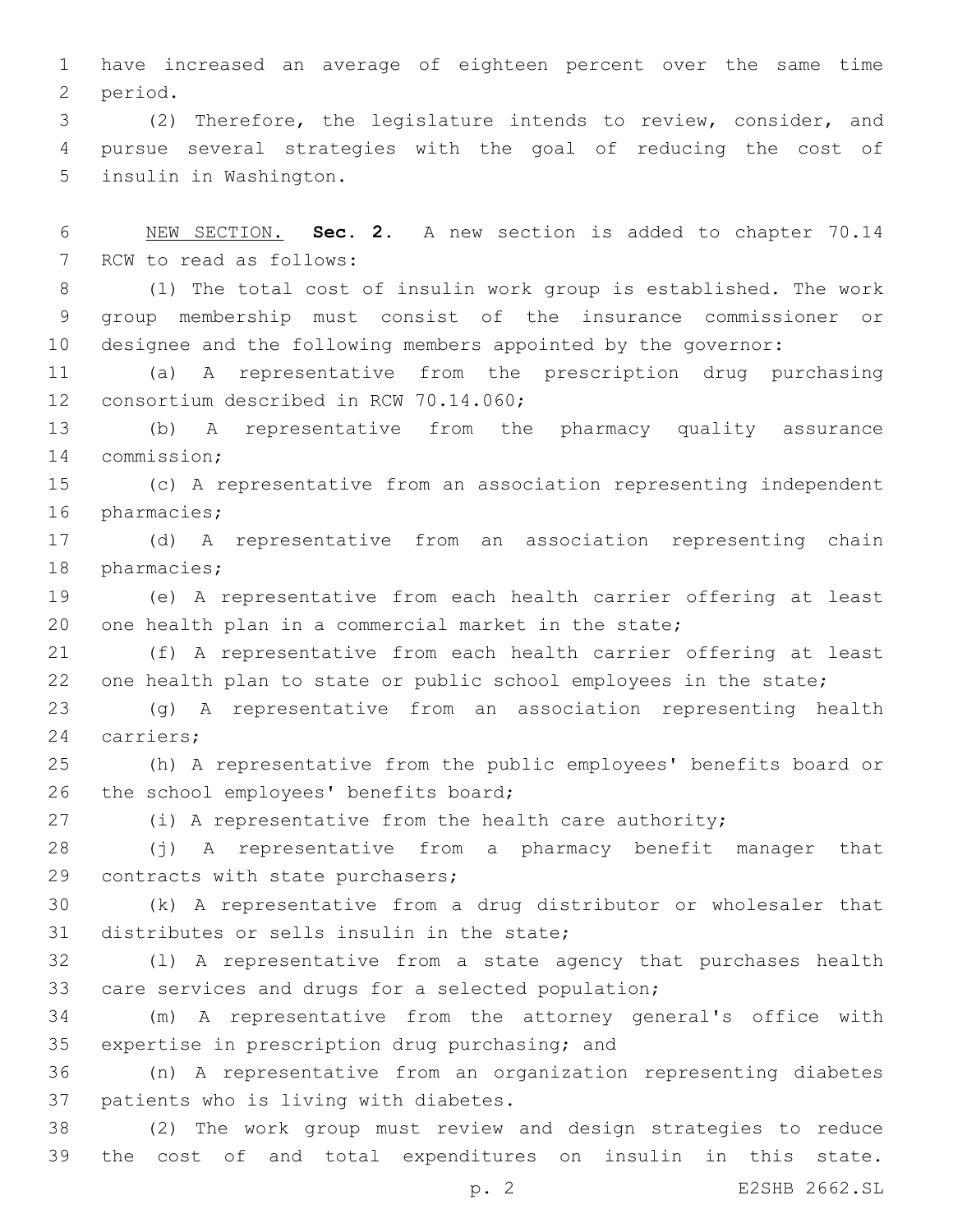have increased an average of eighteen percent over the same time period.

(2) Therefore, the legislature intends to review, consider, and pursue several strategies with the goal of reducing the cost of insulin in Washington.

NEW SECTION. **Sec. 2.** A new section is added to chapter 70.14 RCW to read as follows:

(1) The total cost of insulin work group is established. The work group membership must consist of the insurance commissioner or designee and the following members appointed by the governor:

(a) A representative from the prescription drug purchasing consortium described in RCW 70.14.060;

(b) A representative from the pharmacy quality assurance commission;

(c) A representative from an association representing independent pharmacies;

(d) A representative from an association representing chain pharmacies;

(e) A representative from each health carrier offering at least one health plan in a commercial market in the state;

(f) A representative from each health carrier offering at least one health plan to state or public school employees in the state;

(g) A representative from an association representing health carriers;

(h) A representative from the public employees' benefits board or the school employees' benefits board;

(i) A representative from the health care authority;

(j) A representative from a pharmacy benefit manager that contracts with state purchasers;

(k) A representative from a drug distributor or wholesaler that distributes or sells insulin in the state;

(l) A representative from a state agency that purchases health care services and drugs for a selected population;

(m) A representative from the attorney general's office with expertise in prescription drug purchasing; and

(n) A representative from an organization representing diabetes patients who is living with diabetes.

(2) The work group must review and design strategies to reduce the cost of and total expenditures on insulin in this state.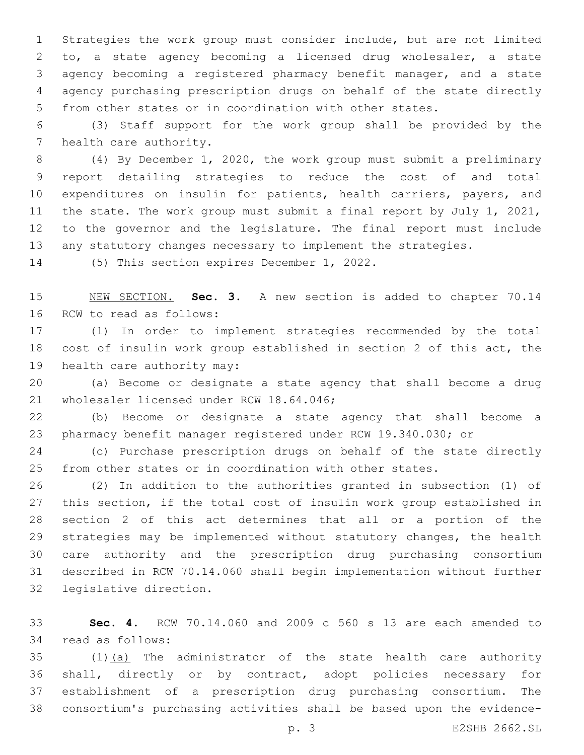Strategies the work group must consider include, but are not limited to, a state agency becoming a licensed drug wholesaler, a state agency becoming a registered pharmacy benefit manager, and a state agency purchasing prescription drugs on behalf of the state directly from other states or in coordination with other states.

(3) Staff support for the work group shall be provided by the health care authority.

(4) By December 1, 2020, the work group must submit a preliminary report detailing strategies to reduce the cost of and total expenditures on insulin for patients, health carriers, payers, and the state. The work group must submit a final report by July 1, 2021, to the governor and the legislature. The final report must include any statutory changes necessary to implement the strategies.

(5) This section expires December 1, 2022.

NEW SECTION. **Sec. 3.** A new section is added to chapter 70.14 RCW to read as follows:

(1) In order to implement strategies recommended by the total cost of insulin work group established in section 2 of this act, the health care authority may:

(a) Become or designate a state agency that shall become a drug wholesaler licensed under RCW 18.64.046;

(b) Become or designate a state agency that shall become a pharmacy benefit manager registered under RCW 19.340.030; or

(c) Purchase prescription drugs on behalf of the state directly from other states or in coordination with other states.

(2) In addition to the authorities granted in subsection (1) of this section, if the total cost of insulin work group established in section 2 of this act determines that all or a portion of the strategies may be implemented without statutory changes, the health care authority and the prescription drug purchasing consortium described in RCW 70.14.060 shall begin implementation without further legislative direction.

**Sec. 4.** RCW 70.14.060 and 2009 c 560 s 13 are each amended to read as follows:

(1)(a) The administrator of the state health care authority shall, directly or by contract, adopt policies necessary for establishment of a prescription drug purchasing consortium. The consortium's purchasing activities shall be based upon the evidence-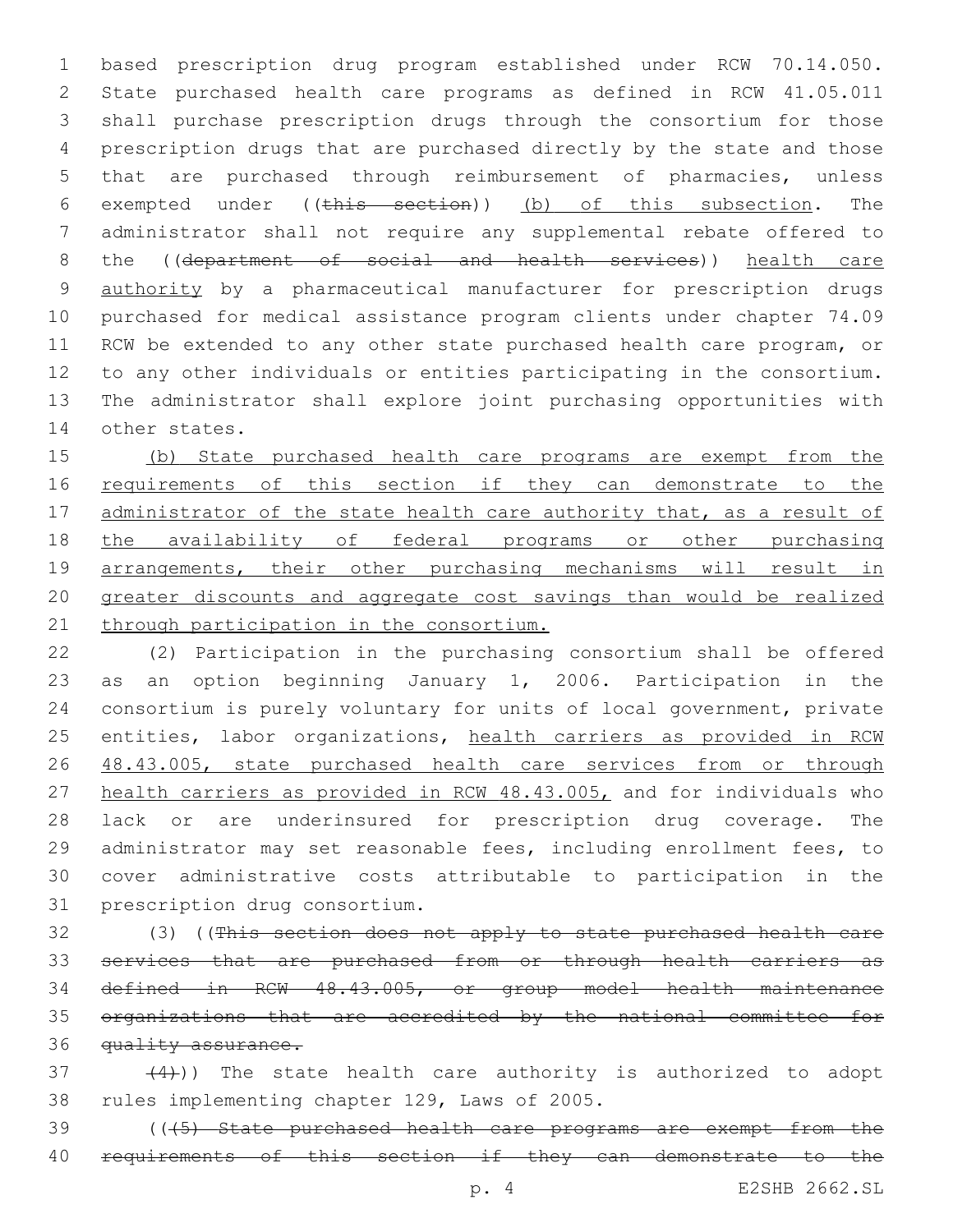based prescription drug program established under RCW 70.14.050. State purchased health care programs as defined in RCW 41.05.011 shall purchase prescription drugs through the consortium for those prescription drugs that are purchased directly by the state and those that are purchased through reimbursement of pharmacies, unless exempted under ((~~this section~~)) <u>(b) of this subsection</u>. The administrator shall not require any supplemental rebate offered to the ((~~department of social and health services~~)) <u>health care authority</u> by a pharmaceutical manufacturer for prescription drugs purchased for medical assistance program clients under chapter 74.09 RCW be extended to any other state purchased health care program, or to any other individuals or entities participating in the consortium. The administrator shall explore joint purchasing opportunities with other states.

<u>(b) State purchased health care programs are exempt from the requirements of this section if they can demonstrate to the administrator of the state health care authority that, as a result of the availability of federal programs or other purchasing arrangements, their other purchasing mechanisms will result in greater discounts and aggregate cost savings than would be realized through participation in the consortium.</u>

(2) Participation in the purchasing consortium shall be offered as an option beginning January 1, 2006. Participation in the consortium is purely voluntary for units of local government, private entities, labor organizations, <u>health carriers as provided in RCW 48.43.005, state purchased health care services from or through health carriers as provided in RCW 48.43.005,</u> and for individuals who lack or are underinsured for prescription drug coverage. The administrator may set reasonable fees, including enrollment fees, to cover administrative costs attributable to participation in the prescription drug consortium.

(3) ((~~This section does not apply to state purchased health care services that are purchased from or through health carriers as defined in RCW 48.43.005, or group model health maintenance organizations that are accredited by the national committee for quality assurance.~~

~~(4)~~)) The state health care authority is authorized to adopt rules implementing chapter 129, Laws of 2005.

((~~(5) State purchased health care programs are exempt from the requirements of this section if they can demonstrate to the~~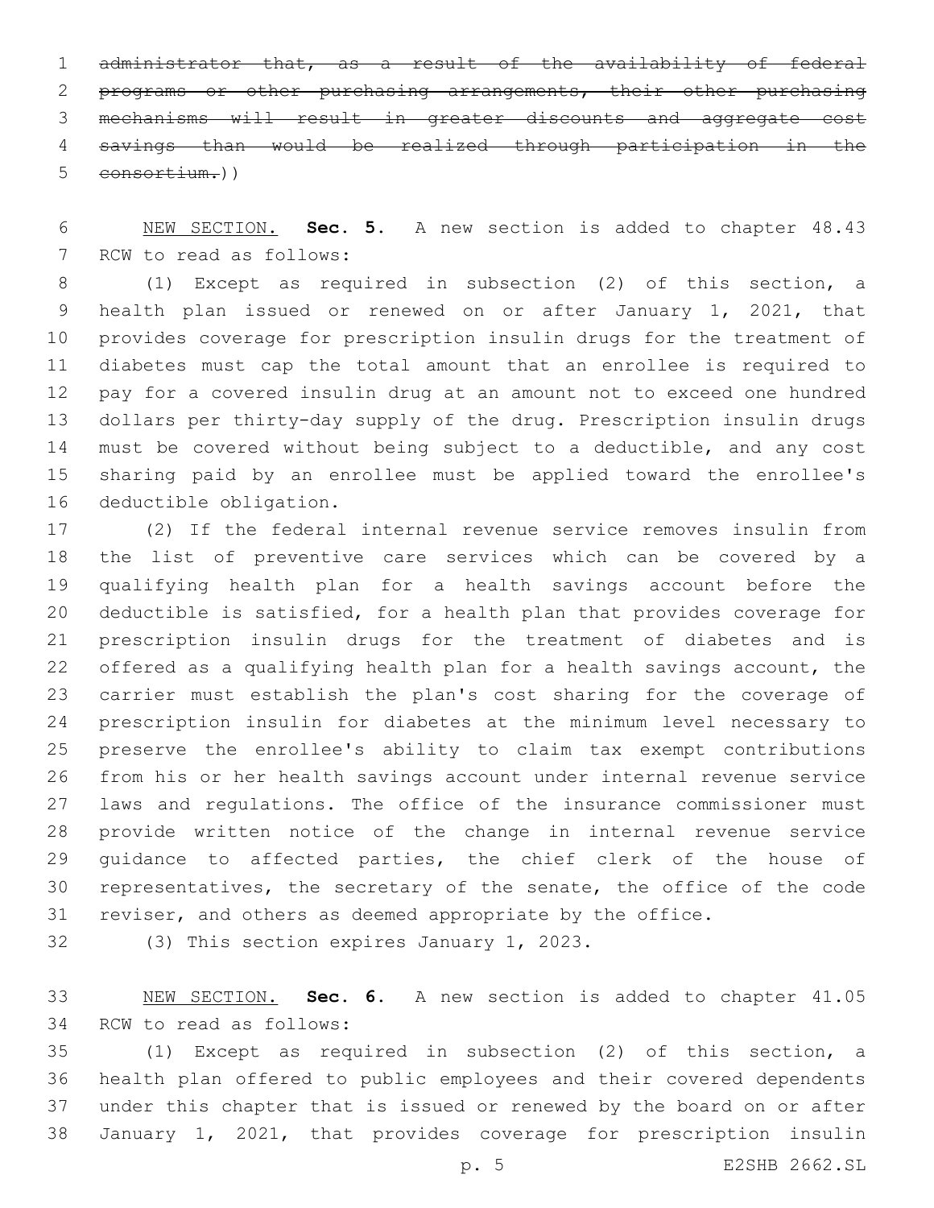~~administrator that, as a result of the availability of federal programs or other purchasing arrangements, their other purchasing mechanisms will result in greater discounts and aggregate cost savings than would be realized through participation in the consortium.~~))

<u>NEW SECTION.</u> **Sec. 5.** A new section is added to chapter 48.43 RCW to read as follows:

(1) Except as required in subsection (2) of this section, a health plan issued or renewed on or after January 1, 2021, that provides coverage for prescription insulin drugs for the treatment of diabetes must cap the total amount that an enrollee is required to pay for a covered insulin drug at an amount not to exceed one hundred dollars per thirty-day supply of the drug. Prescription insulin drugs must be covered without being subject to a deductible, and any cost sharing paid by an enrollee must be applied toward the enrollee's deductible obligation.

(2) If the federal internal revenue service removes insulin from the list of preventive care services which can be covered by a qualifying health plan for a health savings account before the deductible is satisfied, for a health plan that provides coverage for prescription insulin drugs for the treatment of diabetes and is offered as a qualifying health plan for a health savings account, the carrier must establish the plan's cost sharing for the coverage of prescription insulin for diabetes at the minimum level necessary to preserve the enrollee's ability to claim tax exempt contributions from his or her health savings account under internal revenue service laws and regulations. The office of the insurance commissioner must provide written notice of the change in internal revenue service guidance to affected parties, the chief clerk of the house of representatives, the secretary of the senate, the office of the code reviser, and others as deemed appropriate by the office.

(3) This section expires January 1, 2023.

<u>NEW SECTION.</u> **Sec. 6.** A new section is added to chapter 41.05 RCW to read as follows:

(1) Except as required in subsection (2) of this section, a health plan offered to public employees and their covered dependents under this chapter that is issued or renewed by the board on or after January 1, 2021, that provides coverage for prescription insulin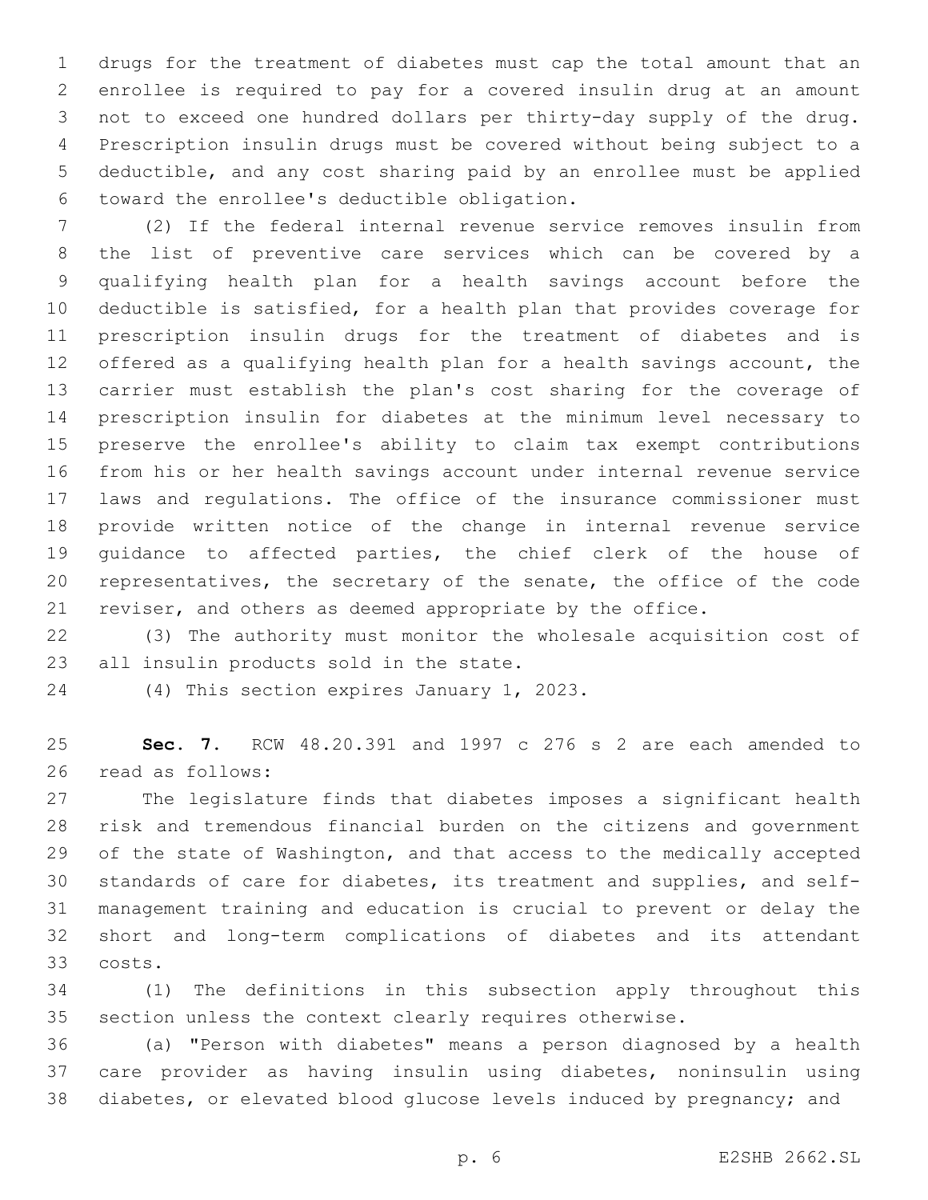drugs for the treatment of diabetes must cap the total amount that an enrollee is required to pay for a covered insulin drug at an amount not to exceed one hundred dollars per thirty-day supply of the drug. Prescription insulin drugs must be covered without being subject to a deductible, and any cost sharing paid by an enrollee must be applied toward the enrollee's deductible obligation.

(2) If the federal internal revenue service removes insulin from the list of preventive care services which can be covered by a qualifying health plan for a health savings account before the deductible is satisfied, for a health plan that provides coverage for prescription insulin drugs for the treatment of diabetes and is offered as a qualifying health plan for a health savings account, the carrier must establish the plan's cost sharing for the coverage of prescription insulin for diabetes at the minimum level necessary to preserve the enrollee's ability to claim tax exempt contributions from his or her health savings account under internal revenue service laws and regulations. The office of the insurance commissioner must provide written notice of the change in internal revenue service guidance to affected parties, the chief clerk of the house of representatives, the secretary of the senate, the office of the code reviser, and others as deemed appropriate by the office.

(3) The authority must monitor the wholesale acquisition cost of all insulin products sold in the state.

(4) This section expires January 1, 2023.

**Sec. 7.** RCW 48.20.391 and 1997 c 276 s 2 are each amended to read as follows:

The legislature finds that diabetes imposes a significant health risk and tremendous financial burden on the citizens and government of the state of Washington, and that access to the medically accepted standards of care for diabetes, its treatment and supplies, and self-management training and education is crucial to prevent or delay the short and long-term complications of diabetes and its attendant costs.

(1) The definitions in this subsection apply throughout this section unless the context clearly requires otherwise.

(a) "Person with diabetes" means a person diagnosed by a health care provider as having insulin using diabetes, noninsulin using diabetes, or elevated blood glucose levels induced by pregnancy; and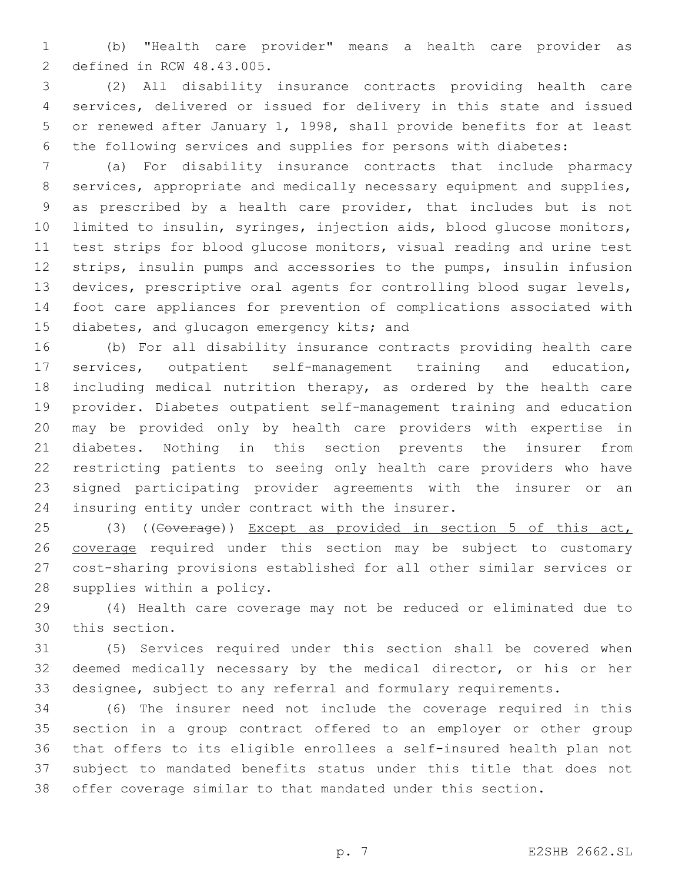(b) "Health care provider" means a health care provider as defined in RCW 48.43.005.

(2) All disability insurance contracts providing health care services, delivered or issued for delivery in this state and issued or renewed after January 1, 1998, shall provide benefits for at least the following services and supplies for persons with diabetes:

(a) For disability insurance contracts that include pharmacy services, appropriate and medically necessary equipment and supplies, as prescribed by a health care provider, that includes but is not limited to insulin, syringes, injection aids, blood glucose monitors, test strips for blood glucose monitors, visual reading and urine test strips, insulin pumps and accessories to the pumps, insulin infusion devices, prescriptive oral agents for controlling blood sugar levels, foot care appliances for prevention of complications associated with diabetes, and glucagon emergency kits; and

(b) For all disability insurance contracts providing health care services, outpatient self-management training and education, including medical nutrition therapy, as ordered by the health care provider. Diabetes outpatient self-management training and education may be provided only by health care providers with expertise in diabetes. Nothing in this section prevents the insurer from restricting patients to seeing only health care providers who have signed participating provider agreements with the insurer or an insuring entity under contract with the insurer.

(3) ((~~Coverage~~)) <u>Except as provided in section 5 of this act, coverage</u> required under this section may be subject to customary cost-sharing provisions established for all other similar services or supplies within a policy.

(4) Health care coverage may not be reduced or eliminated due to this section.

(5) Services required under this section shall be covered when deemed medically necessary by the medical director, or his or her designee, subject to any referral and formulary requirements.

(6) The insurer need not include the coverage required in this section in a group contract offered to an employer or other group that offers to its eligible enrollees a self-insured health plan not subject to mandated benefits status under this title that does not offer coverage similar to that mandated under this section.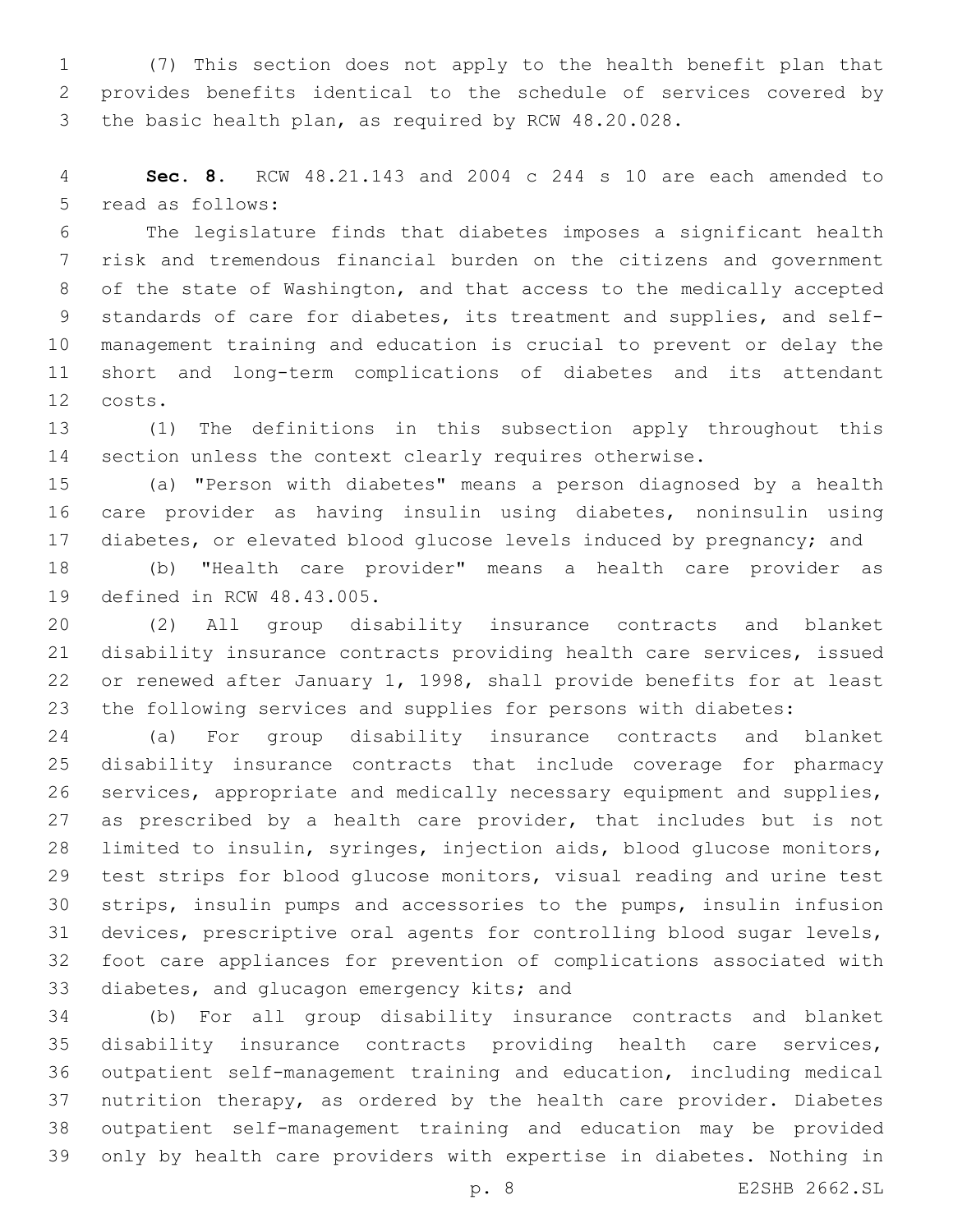(7) This section does not apply to the health benefit plan that provides benefits identical to the schedule of services covered by the basic health plan, as required by RCW 48.20.028.

**Sec. 8.** RCW 48.21.143 and 2004 c 244 s 10 are each amended to read as follows:

The legislature finds that diabetes imposes a significant health risk and tremendous financial burden on the citizens and government of the state of Washington, and that access to the medically accepted standards of care for diabetes, its treatment and supplies, and self-management training and education is crucial to prevent or delay the short and long-term complications of diabetes and its attendant costs.

(1) The definitions in this subsection apply throughout this section unless the context clearly requires otherwise.

(a) "Person with diabetes" means a person diagnosed by a health care provider as having insulin using diabetes, noninsulin using diabetes, or elevated blood glucose levels induced by pregnancy; and

(b) "Health care provider" means a health care provider as defined in RCW 48.43.005.

(2) All group disability insurance contracts and blanket disability insurance contracts providing health care services, issued or renewed after January 1, 1998, shall provide benefits for at least the following services and supplies for persons with diabetes:

(a) For group disability insurance contracts and blanket disability insurance contracts that include coverage for pharmacy services, appropriate and medically necessary equipment and supplies, as prescribed by a health care provider, that includes but is not limited to insulin, syringes, injection aids, blood glucose monitors, test strips for blood glucose monitors, visual reading and urine test strips, insulin pumps and accessories to the pumps, insulin infusion devices, prescriptive oral agents for controlling blood sugar levels, foot care appliances for prevention of complications associated with diabetes, and glucagon emergency kits; and

(b) For all group disability insurance contracts and blanket disability insurance contracts providing health care services, outpatient self-management training and education, including medical nutrition therapy, as ordered by the health care provider. Diabetes outpatient self-management training and education may be provided only by health care providers with expertise in diabetes. Nothing in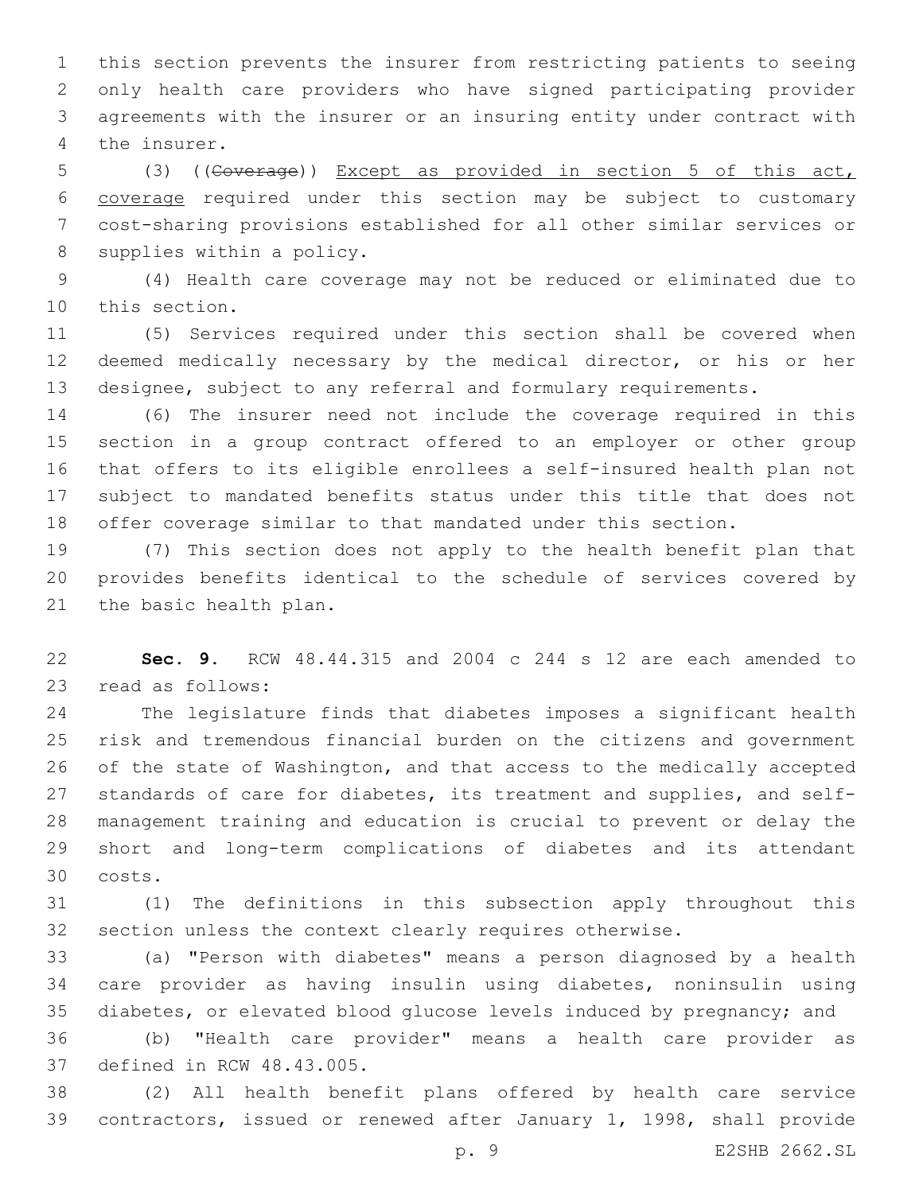this section prevents the insurer from restricting patients to seeing only health care providers who have signed participating provider agreements with the insurer or an insuring entity under contract with the insurer.

(3) ((~~Coverage~~)) <u>Except as provided in section 5 of this act, coverage</u> required under this section may be subject to customary cost-sharing provisions established for all other similar services or supplies within a policy.

(4) Health care coverage may not be reduced or eliminated due to this section.

(5) Services required under this section shall be covered when deemed medically necessary by the medical director, or his or her designee, subject to any referral and formulary requirements.

(6) The insurer need not include the coverage required in this section in a group contract offered to an employer or other group that offers to its eligible enrollees a self-insured health plan not subject to mandated benefits status under this title that does not offer coverage similar to that mandated under this section.

(7) This section does not apply to the health benefit plan that provides benefits identical to the schedule of services covered by the basic health plan.

**Sec. 9.** RCW 48.44.315 and 2004 c 244 s 12 are each amended to read as follows:

The legislature finds that diabetes imposes a significant health risk and tremendous financial burden on the citizens and government of the state of Washington, and that access to the medically accepted standards of care for diabetes, its treatment and supplies, and self-management training and education is crucial to prevent or delay the short and long-term complications of diabetes and its attendant costs.

(1) The definitions in this subsection apply throughout this section unless the context clearly requires otherwise.

(a) "Person with diabetes" means a person diagnosed by a health care provider as having insulin using diabetes, noninsulin using diabetes, or elevated blood glucose levels induced by pregnancy; and

(b) "Health care provider" means a health care provider as defined in RCW 48.43.005.

(2) All health benefit plans offered by health care service contractors, issued or renewed after January 1, 1998, shall provide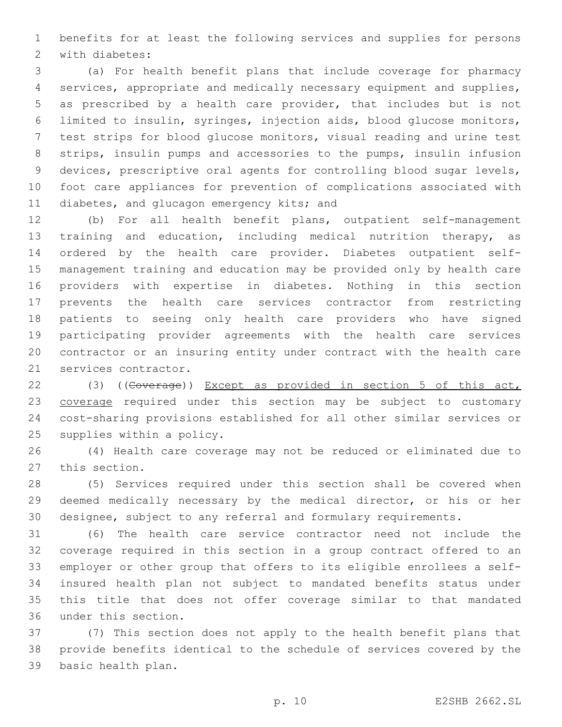benefits for at least the following services and supplies for persons with diabetes:

(a) For health benefit plans that include coverage for pharmacy services, appropriate and medically necessary equipment and supplies, as prescribed by a health care provider, that includes but is not limited to insulin, syringes, injection aids, blood glucose monitors, test strips for blood glucose monitors, visual reading and urine test strips, insulin pumps and accessories to the pumps, insulin infusion devices, prescriptive oral agents for controlling blood sugar levels, foot care appliances for prevention of complications associated with diabetes, and glucagon emergency kits; and

(b) For all health benefit plans, outpatient self-management training and education, including medical nutrition therapy, as ordered by the health care provider. Diabetes outpatient self-management training and education may be provided only by health care providers with expertise in diabetes. Nothing in this section prevents the health care services contractor from restricting patients to seeing only health care providers who have signed participating provider agreements with the health care services contractor or an insuring entity under contract with the health care services contractor.

(3) ((~~Coverage~~)) <u>Except as provided in section 5 of this act, coverage</u> required under this section may be subject to customary cost-sharing provisions established for all other similar services or supplies within a policy.

(4) Health care coverage may not be reduced or eliminated due to this section.

(5) Services required under this section shall be covered when deemed medically necessary by the medical director, or his or her designee, subject to any referral and formulary requirements.

(6) The health care service contractor need not include the coverage required in this section in a group contract offered to an employer or other group that offers to its eligible enrollees a self-insured health plan not subject to mandated benefits status under this title that does not offer coverage similar to that mandated under this section.

(7) This section does not apply to the health benefit plans that provide benefits identical to the schedule of services covered by the basic health plan.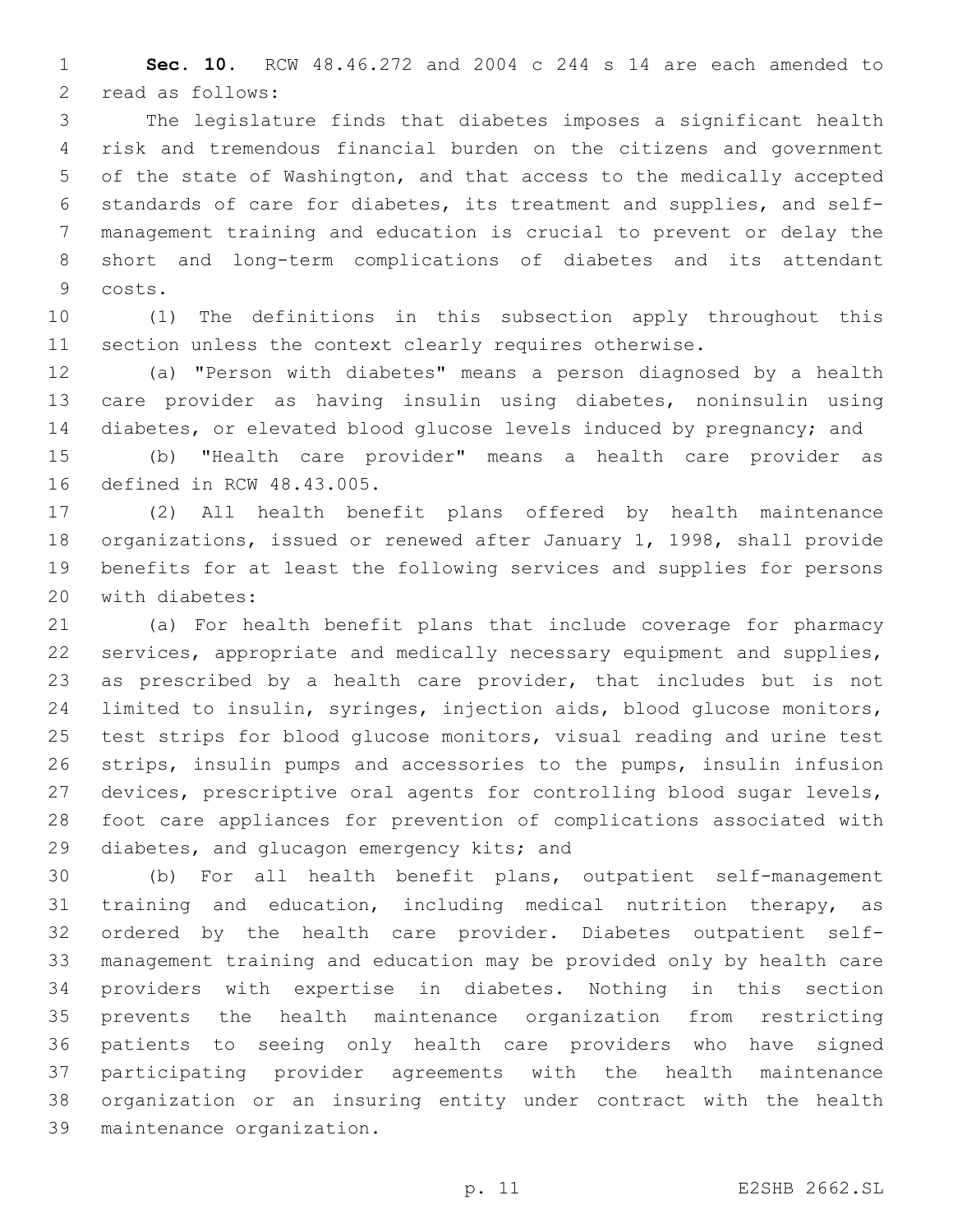**Sec. 10.** RCW 48.46.272 and 2004 c 244 s 14 are each amended to read as follows:

The legislature finds that diabetes imposes a significant health risk and tremendous financial burden on the citizens and government of the state of Washington, and that access to the medically accepted standards of care for diabetes, its treatment and supplies, and self-management training and education is crucial to prevent or delay the short and long-term complications of diabetes and its attendant costs.

(1) The definitions in this subsection apply throughout this section unless the context clearly requires otherwise.

(a) "Person with diabetes" means a person diagnosed by a health care provider as having insulin using diabetes, noninsulin using diabetes, or elevated blood glucose levels induced by pregnancy; and

(b) "Health care provider" means a health care provider as defined in RCW 48.43.005.

(2) All health benefit plans offered by health maintenance organizations, issued or renewed after January 1, 1998, shall provide benefits for at least the following services and supplies for persons with diabetes:

(a) For health benefit plans that include coverage for pharmacy services, appropriate and medically necessary equipment and supplies, as prescribed by a health care provider, that includes but is not limited to insulin, syringes, injection aids, blood glucose monitors, test strips for blood glucose monitors, visual reading and urine test strips, insulin pumps and accessories to the pumps, insulin infusion devices, prescriptive oral agents for controlling blood sugar levels, foot care appliances for prevention of complications associated with diabetes, and glucagon emergency kits; and

(b) For all health benefit plans, outpatient self-management training and education, including medical nutrition therapy, as ordered by the health care provider. Diabetes outpatient self-management training and education may be provided only by health care providers with expertise in diabetes. Nothing in this section prevents the health maintenance organization from restricting patients to seeing only health care providers who have signed participating provider agreements with the health maintenance organization or an insuring entity under contract with the health maintenance organization.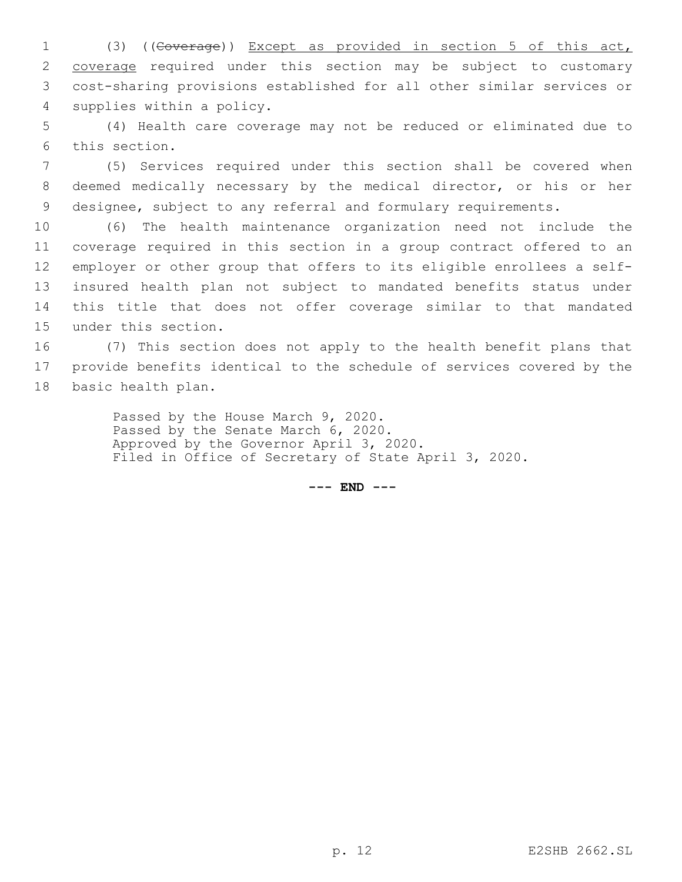(3) ((~~Coverage~~)) <u>Except as provided in section 5 of this act, coverage</u> required under this section may be subject to customary cost-sharing provisions established for all other similar services or supplies within a policy.

(4) Health care coverage may not be reduced or eliminated due to this section.

(5) Services required under this section shall be covered when deemed medically necessary by the medical director, or his or her designee, subject to any referral and formulary requirements.

(6) The health maintenance organization need not include the coverage required in this section in a group contract offered to an employer or other group that offers to its eligible enrollees a self-insured health plan not subject to mandated benefits status under this title that does not offer coverage similar to that mandated under this section.

(7) This section does not apply to the health benefit plans that provide benefits identical to the schedule of services covered by the basic health plan.

Passed by the House March 9, 2020.
Passed by the Senate March 6, 2020.
Approved by the Governor April 3, 2020.
Filed in Office of Secretary of State April 3, 2020.

**--- END ---**